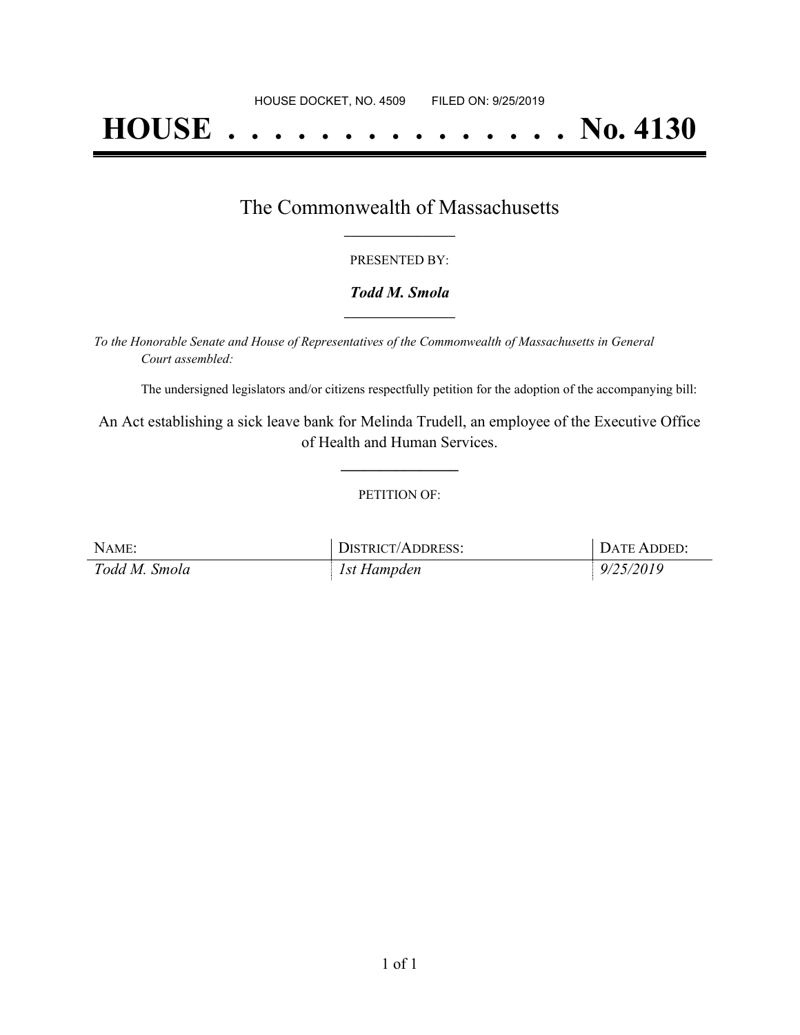HOUSE DOCKET, NO. 4509 FILED ON: 9/25/2019

# HOUSE . . . . . . . . . . . . . . . No. 4130

## The Commonwealth of Massachusetts

PRESENTED BY:

***Todd M. Smola***

*To the Honorable Senate and House of Representatives of the Commonwealth of Massachusetts in General Court assembled:*

The undersigned legislators and/or citizens respectfully petition for the adoption of the accompanying bill:

An Act establishing a sick leave bank for Melinda Trudell, an employee of the Executive Office of Health and Human Services.

PETITION OF:

| NAME: | DISTRICT/ADDRESS: | DATE ADDED: |
| --- | --- | --- |
| *Todd M. Smola* | *1st Hampden* | *9/25/2019* |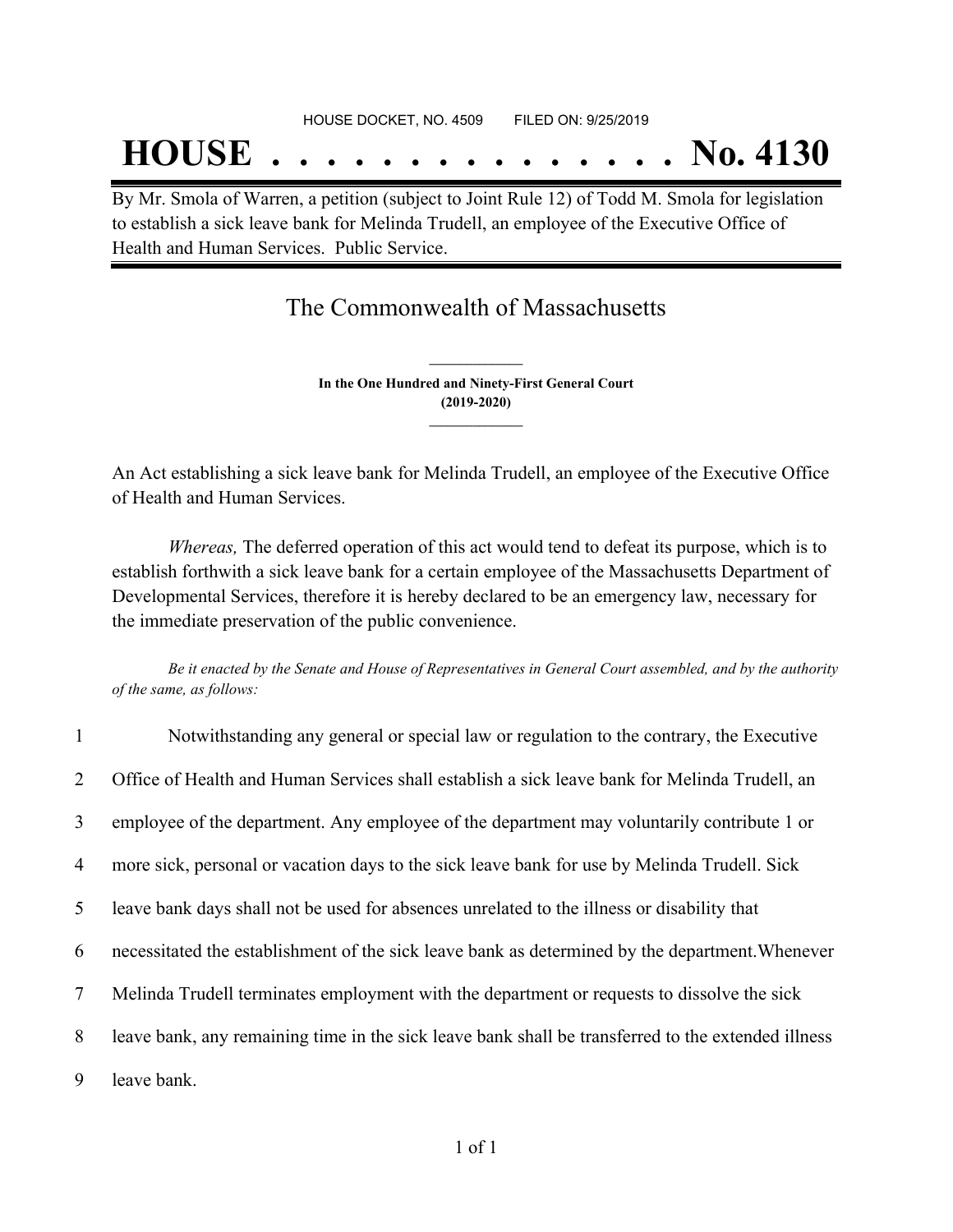HOUSE DOCKET, NO. 4509        FILED ON: 9/25/2019

# HOUSE . . . . . . . . . . . . . . . No. 4130

By Mr. Smola of Warren, a petition (subject to Joint Rule 12) of Todd M. Smola for legislation to establish a sick leave bank for Melinda Trudell, an employee of the Executive Office of Health and Human Services. Public Service.

## The Commonwealth of Massachusetts

**In the One Hundred and Ninety-First General Court**
**(2019-2020)**

An Act establishing a sick leave bank for Melinda Trudell, an employee of the Executive Office of Health and Human Services.

*Whereas,* The deferred operation of this act would tend to defeat its purpose, which is to establish forthwith a sick leave bank for a certain employee of the Massachusetts Department of Developmental Services, therefore it is hereby declared to be an emergency law, necessary for the immediate preservation of the public convenience.

*Be it enacted by the Senate and House of Representatives in General Court assembled, and by the authority of the same, as follows:*

1 Notwithstanding any general or special law or regulation to the contrary, the Executive
2 Office of Health and Human Services shall establish a sick leave bank for Melinda Trudell, an
3 employee of the department. Any employee of the department may voluntarily contribute 1 or
4 more sick, personal or vacation days to the sick leave bank for use by Melinda Trudell. Sick
5 leave bank days shall not be used for absences unrelated to the illness or disability that
6 necessitated the establishment of the sick leave bank as determined by the department.Whenever
7 Melinda Trudell terminates employment with the department or requests to dissolve the sick
8 leave bank, any remaining time in the sick leave bank shall be transferred to the extended illness
9 leave bank.